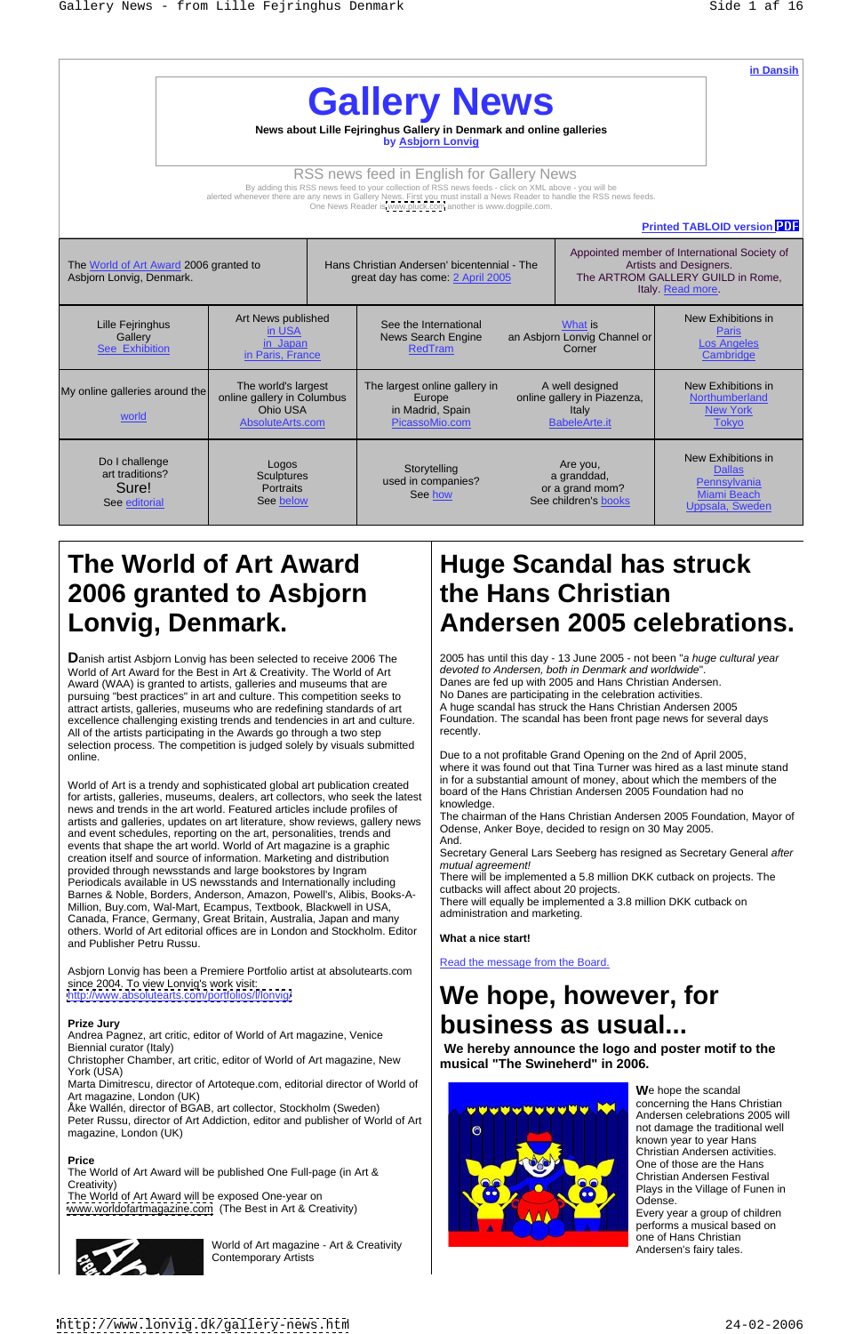in Dansih

# Gallery News

**News about Lille Fejringhus Gallery in Denmark and online galleries**
by Asbjorn Lonvig

RSS news feed in English for Gallery News

By adding this RSS news feed to your collection of RSS news feeds - click on XML above - you will be alerted whenever there are any news in Gallery News. First you must install a News Reader to handle the RSS news feeds. One News Reader is www.pluck.com another is www.dogpile.com.

Printed TABLOID version PDF

| The World of Art Award 2006 granted to Asbjorn Lonvig, Denmark. | Hans Christian Andersen' bicentennial - The great day has come: 2 April 2005 | Appointed member of International Society of Artists and Designers. The ARTROM GALLERY GUILD in Rome, Italy. Read more. |
|---|---|---|

| | | | | |
|---|---|---|---|---|
| Lille Fejringhus Gallery See Exhibition | Art News published in USA in Japan in Paris, France | See the International News Search Engine RedTram | What is an Asbjorn Lonvig Channel or Corner | New Exhibitions in Paris Los Angeles Cambridge |
| My online galleries around the world | The world's largest online gallery in Columbus Ohio USA AbsoluteArts.com | The largest online gallery in Europe in Madrid, Spain PicassoMio.com | A well designed online gallery in Piazenza, Italy BabeleArte.it | New Exhibitions in Northumberland New York Tokyo |
| Do I challenge art traditions? Sure! See editorial | Logos Sculptures Portraits See below | Storytelling used in companies? See how | Are you, a granddad, or a grand mom? See children's books | New Exhibitions in Dallas Pennsylvania Miami Beach Uppsala, Sweden |

# The World of Art Award 2006 granted to Asbjorn Lonvig, Denmark.

**D**anish artist Asbjorn Lonvig has been selected to receive 2006 The World of Art Award for the Best in Art & Creativity. The World of Art Award (WAA) is granted to artists, galleries and museums that are pursuing "best practices" in art and culture. This competition seeks to attract artists, galleries, museums who are redefining standards of art excellence challenging existing trends and tendencies in art and culture. All of the artists participating in the Awards go through a two step selection process. The competition is judged solely by visuals submitted online.

World of Art is a trendy and sophisticated global art publication created for artists, galleries, museums, dealers, art collectors, who seek the latest news and trends in the art world. Featured articles include profiles of artists and galleries, updates on art literature, show reviews, gallery news and event schedules, reporting on the art, personalities, trends and events that shape the art world. World of Art magazine is a graphic creation itself and source of information. Marketing and distribution provided through newsstands and large bookstores by Ingram Periodicals available in US newsstands and Internationally including Barnes & Noble, Borders, Anderson, Amazon, Powell's, Alibis, Books-A-Million, Buy.com, Wal-Mart, Ecampus, Textbook, Blackwell in USA, Canada, France, Germany, Great Britain, Australia, Japan and many others. World of Art editorial offices are in London and Stockholm. Editor and Publisher Petru Russu.

Asbjorn Lonvig has been a Premiere Portfolio artist at absolutearts.com since 2004. To view Lonvig's work visit: http://www.absolutearts.com/portfolios/l/lonvig

**Prize Jury**
Andrea Pagnez, art critic, editor of World of Art magazine, Venice Biennial curator (Italy)
Christopher Chamber, art critic, editor of World of Art magazine, New York (USA)
Marta Dimitrescu, director of Artoteque.com, editorial director of World of Art magazine, London (UK)
Åke Wallén, director of BGAB, art collector, Stockholm (Sweden)
Peter Russu, director of Art Addiction, editor and publisher of World of Art magazine, London (UK)

**Price**
The World of Art Award will be published One Full-page (in Art & Creativity)
The World of Art Award will be exposed One-year on www.worldofartmagazine.com (The Best in Art & Creativity)

World of Art magazine - Art & Creativity Contemporary Artists

# Huge Scandal has struck the Hans Christian Andersen 2005 celebrations.

2005 has until this day - 13 June 2005 - not been "*a huge cultural year devoted to Andersen, both in Denmark and worldwide*".
Danes are fed up with 2005 and Hans Christian Andersen.
No Danes are participating in the celebration activities.
A huge scandal has struck the Hans Christian Andersen 2005 Foundation. The scandal has been front page news for several days recently.

Due to a not profitable Grand Opening on the 2nd of April 2005, where it was found out that Tina Turner was hired as a last minute stand in for a substantial amount of money, about which the members of the board of the Hans Christian Andersen 2005 Foundation had no knowledge.
The chairman of the Hans Christian Andersen 2005 Foundation, Mayor of Odense, Anker Boye, decided to resign on 30 May 2005.
And.
Secretary General Lars Seeberg has resigned as Secretary General *after mutual agreement!*
There will be implemented a 5.8 million DKK cutback on projects. The cutbacks will affect about 20 projects.
There will equally be implemented a 3.8 million DKK cutback on administration and marketing.

**What a nice start!**

Read the message from the Board.

# We hope, however, for business as usual...

**We hereby announce the logo and poster motif to the musical "The Swineherd" in 2006.**

**W**e hope the scandal concerning the Hans Christian Andersen celebrations 2005 will not damage the traditional well known year to year Hans Christian Andersen activities. One of those are the Hans Christian Andersen Festival Plays in the Village of Funen in Odense. Every year a group of children performs a musical based on one of Hans Christian Andersen's fairy tales.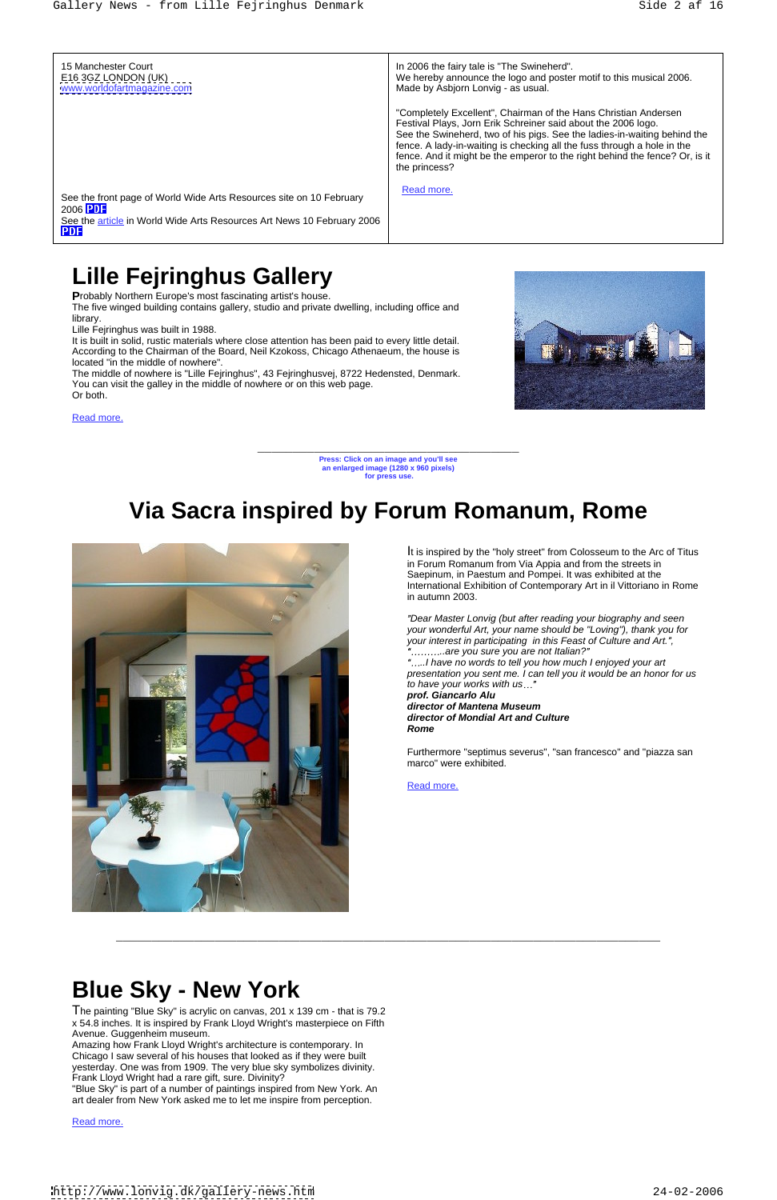| 15 Manchester Court<br>E16 3GZ LONDON (UK)<br>www.worldofartmagazine.com<br><br>See the front page of World Wide Arts Resources site on 10 February 2006 PDF<br>See the article in World Wide Arts Resources Art News 10 February 2006 PDF | In 2006 the fairy tale is "The Swineherd".<br>We hereby announce the logo and poster motif to this musical 2006.<br>Made by Asbjorn Lonvig - as usual.<br><br>"Completely Excellent", Chairman of the Hans Christian Andersen Festival Plays, Jorn Erik Schreiner said about the 2006 logo.<br>See the Swineherd, two of his pigs. See the ladies-in-waiting behind the fence. A lady-in-waiting is checking all the fuss through a hole in the fence. And it might be the emperor to the right behind the fence? Or, is it the princess?<br><br>Read more. |
|---|---|

# Lille Fejringhus Gallery

**P**robably Northern Europe's most fascinating artist's house.
The five winged building contains gallery, studio and private dwelling, including office and library.
Lille Fejringhus was built in 1988.
It is built in solid, rustic materials where close attention has been paid to every little detail.
According to the Chairman of the Board, Neil Kzokoss, Chicago Athenaeum, the house is located "in the middle of nowhere".
The middle of nowhere is "Lille Fejringhus", 43 Fejringhusvej, 8722 Hedensted, Denmark.
You can visit the galley in the middle of nowhere or on this web page.
Or both.

Read more.

---

**Press: Click on an image and you'll see an enlarged image (1280 x 960 pixels) for press use.**

# Via Sacra inspired by Forum Romanum, Rome

It is inspired by the "holy street" from Colosseum to the Arc of Titus in Forum Romanum from Via Appia and from the streets in Saepinum, in Paestum and Pompei. It was exhibited at the International Exhibition of Contemporary Art in il Vittoriano in Rome in autumn 2003.

*"Dear Master Lonvig (but after reading your biography and seen your wonderful Art, your name should be "Loving"), thank you for your interest in participating in this Feast of Culture and Art.",*
*"..........are you sure you are not Italian?"*
*"..,..I have no words to tell you how much I enjoyed your art presentation you sent me. I can tell you it would be an honor for us to have your works with us…"*
***prof. Giancarlo Alu***
***director of Mantena Museum***
***director of Mondial Art and Culture***
***Rome***

Furthermore "septimus severus", "san francesco" and "piazza san marco" were exhibited.

Read more.

---

# Blue Sky - New York

The painting "Blue Sky" is acrylic on canvas, 201 x 139 cm - that is 79.2 x 54.8 inches. It is inspired by Frank Lloyd Wright's masterpiece on Fifth Avenue. Guggenheim museum.
Amazing how Frank Lloyd Wright's architecture is contemporary. In Chicago I saw several of his houses that looked as if they were built yesterday. One was from 1909. The very blue sky symbolizes divinity. Frank Lloyd Wright had a rare gift, sure. Divinity?
"Blue Sky" is part of a number of paintings inspired from New York. An art dealer from New York asked me to let me inspire from perception.

Read more.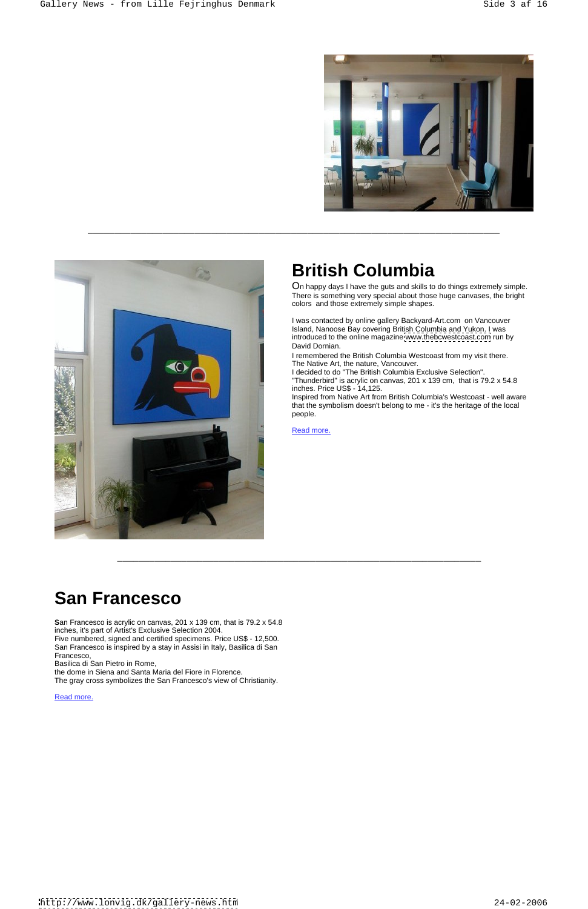---

## British Columbia

On happy days I have the guts and skills to do things extremely simple. There is something very special about those huge canvases, the bright colors and those extremely simple shapes.

I was contacted by online gallery Backyard-Art.com on Vancouver Island, Nanoose Bay covering British Columbia and Yukon. I was introduced to the online magazine www.thebcwestcoast.com run by David Dornian.

I remembered the British Columbia Westcoast from my visit there.
The Native Art, the nature, Vancouver.
I decided to do "The British Columbia Exclusive Selection".
"Thunderbird" is acrylic on canvas, 201 x 139 cm, that is 79.2 x 54.8 inches. Price US$ - 14,125.
Inspired from Native Art from British Columbia's Westcoast - well aware that the symbolism doesn't belong to me - it's the heritage of the local people.

Read more.

---

## San Francesco

**S**an Francesco is acrylic on canvas, 201 x 139 cm, that is 79.2 x 54.8 inches, it's part of Artist's Exclusive Selection 2004.
Five numbered, signed and certified specimens. Price US$ - 12,500.
San Francesco is inspired by a stay in Assisi in Italy, Basilica di San Francesco,
Basilica di San Pietro in Rome,
the dome in Siena and Santa Maria del Fiore in Florence.
The gray cross symbolizes the San Francesco's view of Christianity.

Read more.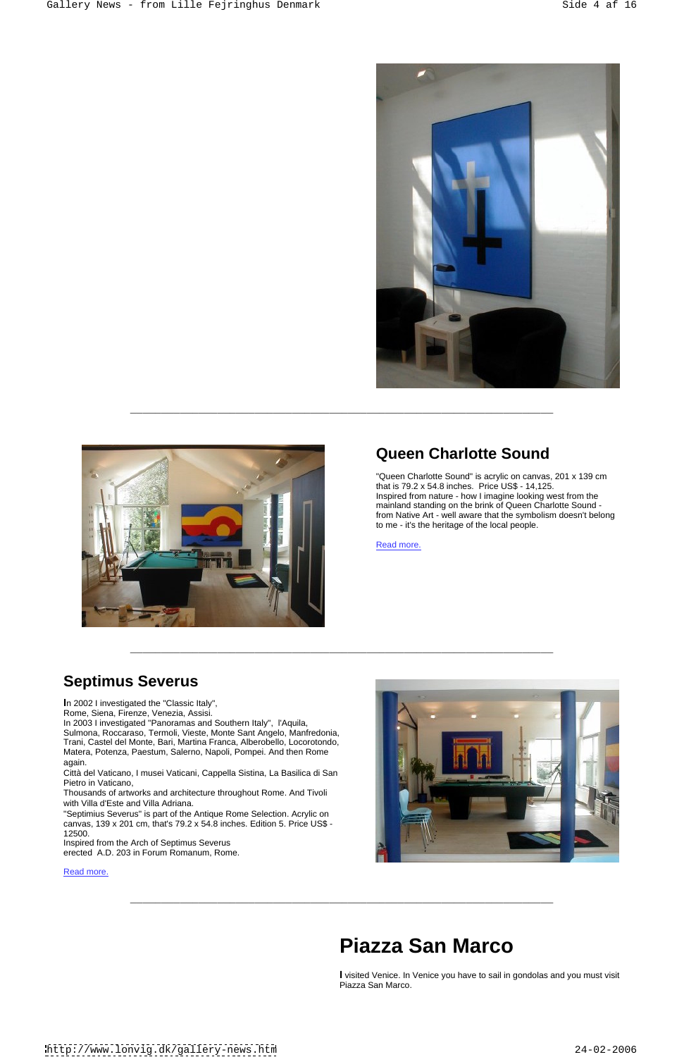---

## Queen Charlotte Sound

"Queen Charlotte Sound" is acrylic on canvas, 201 x 139 cm that is 79.2 x 54.8 inches. Price US$ - 14,125.
Inspired from nature - how I imagine looking west from the mainland standing on the brink of Queen Charlotte Sound - from Native Art - well aware that the symbolism doesn't belong to me - it's the heritage of the local people.

Read more.

---

## Septimus Severus

In 2002 I investigated the "Classic Italy",
Rome, Siena, Firenze, Venezia, Assisi.
In 2003 I investigated "Panoramas and Southern Italy", l'Aquila, Sulmona, Roccaraso, Termoli, Vieste, Monte Sant Angelo, Manfredonia, Trani, Castel del Monte, Bari, Martina Franca, Alberobello, Locorotondo, Matera, Potenza, Paestum, Salerno, Napoli, Pompei. And then Rome again.
Città del Vaticano, I musei Vaticani, Cappella Sistina, La Basilica di San Pietro in Vaticano,
Thousands of artworks and architecture throughout Rome. And Tivoli with Villa d'Este and Villa Adriana.
"Septimius Severus" is part of the Antique Rome Selection. Acrylic on canvas, 139 x 201 cm, that's 79.2 x 54.8 inches. Edition 5. Price US$ - 12500.
Inspired from the Arch of Septimus Severus
erected A.D. 203 in Forum Romanum, Rome.

Read more.

---

# Piazza San Marco

I visited Venice. In Venice you have to sail in gondolas and you must visit Piazza San Marco.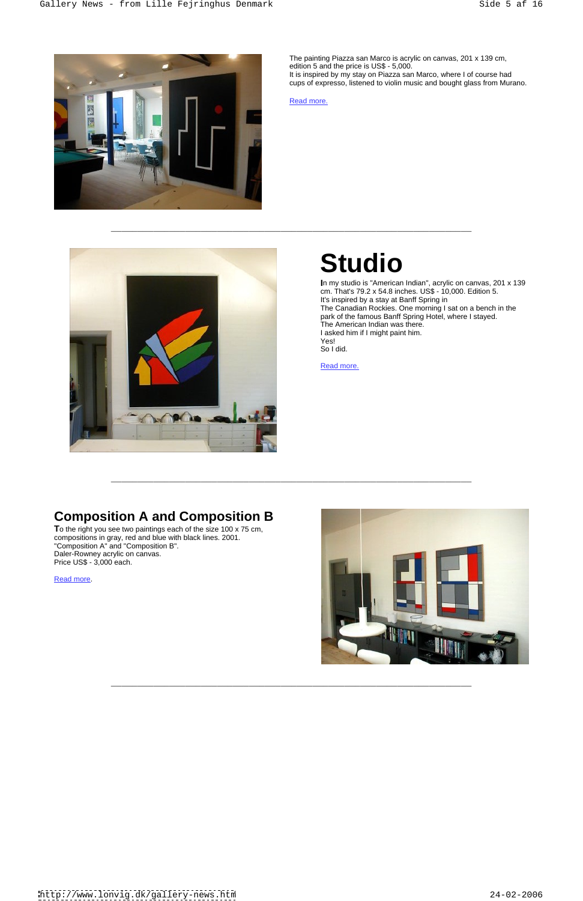The painting Piazza san Marco is acrylic on canvas, 201 x 139 cm, edition 5 and the price is US$ - 5,000.
It is inspired by my stay on Piazza san Marco, where I of course had cups of expresso, listened to violin music and bought glass from Murano.

Read more.

---

# Studio

In my studio is "American Indian", acrylic on canvas, 201 x 139 cm. That's 79.2 x 54.8 inches. US$ - 10,000. Edition 5.
It's inspired by a stay at Banff Spring in
The Canadian Rockies. One morning I sat on a bench in the park of the famous Banff Spring Hotel, where I stayed.
The American Indian was there.
I asked him if I might paint him.
Yes!
So I did.

Read more.

---

## Composition A and Composition B

To the right you see two paintings each of the size 100 x 75 cm, compositions in gray, red and blue with black lines. 2001.
"Composition A" and "Composition B".
Daler-Rowney acrylic on canvas.
Price US$ - 3,000 each.

Read more.

---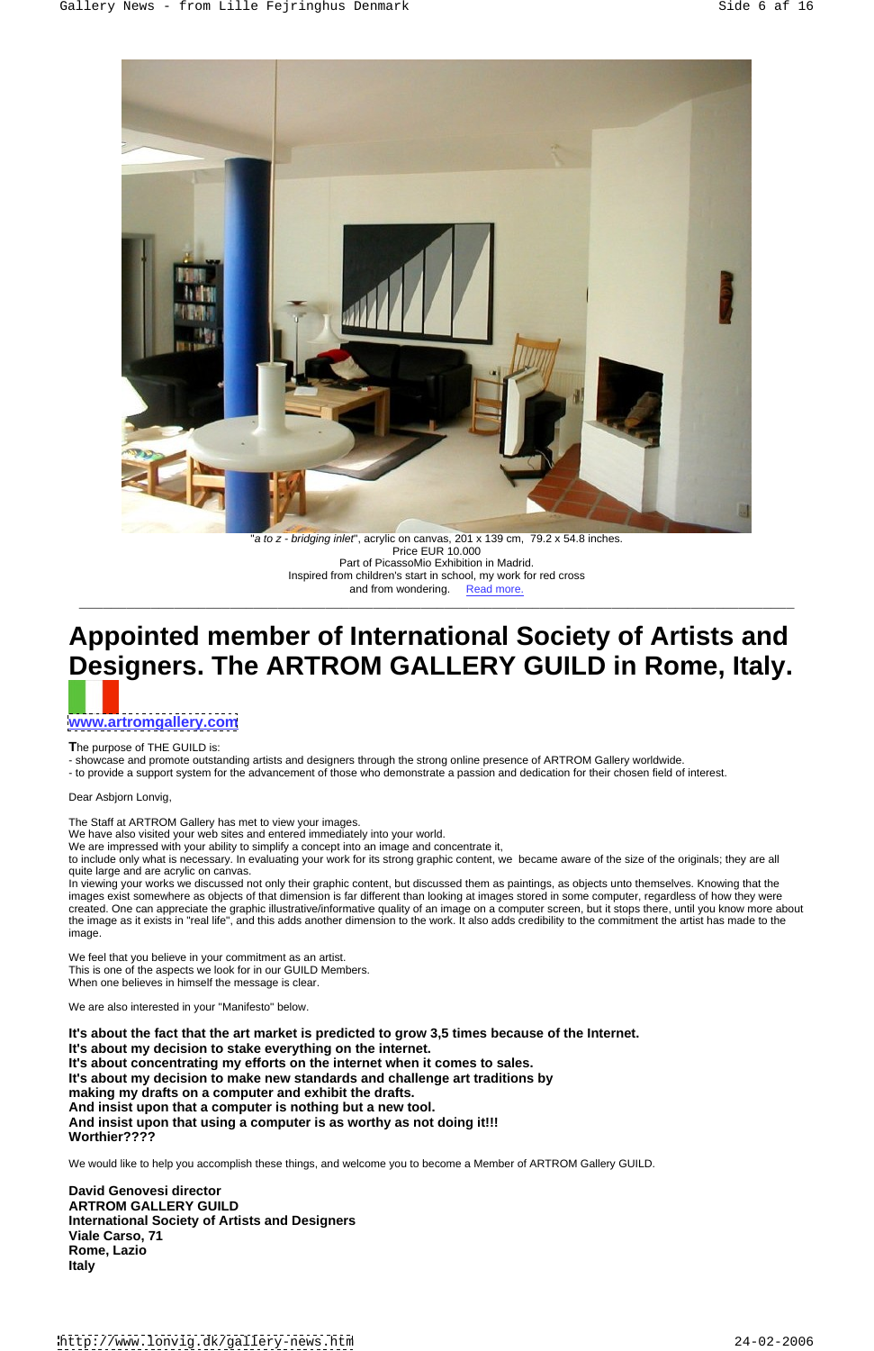"*a to z - bridging inlet*", acrylic on canvas, 201 x 139 cm, 79.2 x 54.8 inches.
Price EUR 10.000
Part of PicassoMio Exhibition in Madrid.
Inspired from children's start in school, my work for red cross
and from wondering. Read more.

---

# Appointed member of International Society of Artists and Designers. The ARTROM GALLERY GUILD in Rome, Italy.

www.artromgallery.com

The purpose of THE GUILD is:
- showcase and promote outstanding artists and designers through the strong online presence of ARTROM Gallery worldwide.
- to provide a support system for the advancement of those who demonstrate a passion and dedication for their chosen field of interest.

Dear Asbjorn Lonvig,

The Staff at ARTROM Gallery has met to view your images.
We have also visited your web sites and entered immediately into your world.
We are impressed with your ability to simplify a concept into an image and concentrate it,
to include only what is necessary. In evaluating your work for its strong graphic content, we became aware of the size of the originals; they are all quite large and are acrylic on canvas.
In viewing your works we discussed not only their graphic content, but discussed them as paintings, as objects unto themselves. Knowing that the images exist somewhere as objects of that dimension is far different than looking at images stored in some computer, regardless of how they were created. One can appreciate the graphic illustrative/informative quality of an image on a computer screen, but it stops there, until you know more about the image as it exists in "real life", and this adds another dimension to the work. It also adds credibility to the commitment the artist has made to the image.

We feel that you believe in your commitment as an artist.
This is one of the aspects we look for in our GUILD Members.
When one believes in himself the message is clear.

We are also interested in your "Manifesto" below.

**It's about the fact that the art market is predicted to grow 3,5 times because of the Internet.**
**It's about my decision to stake everything on the internet.**
**It's about concentrating my efforts on the internet when it comes to sales.**
**It's about my decision to make new standards and challenge art traditions by making my drafts on a computer and exhibit the drafts.**
**And insist upon that a computer is nothing but a new tool.**
**And insist upon that using a computer is as worthy as not doing it!!!**
**Worthier????**

We would like to help you accomplish these things, and welcome you to become a Member of ARTROM Gallery GUILD.

**David Genovesi director**
**ARTROM GALLERY GUILD**
**International Society of Artists and Designers**
**Viale Carso, 71**
**Rome, Lazio**
**Italy**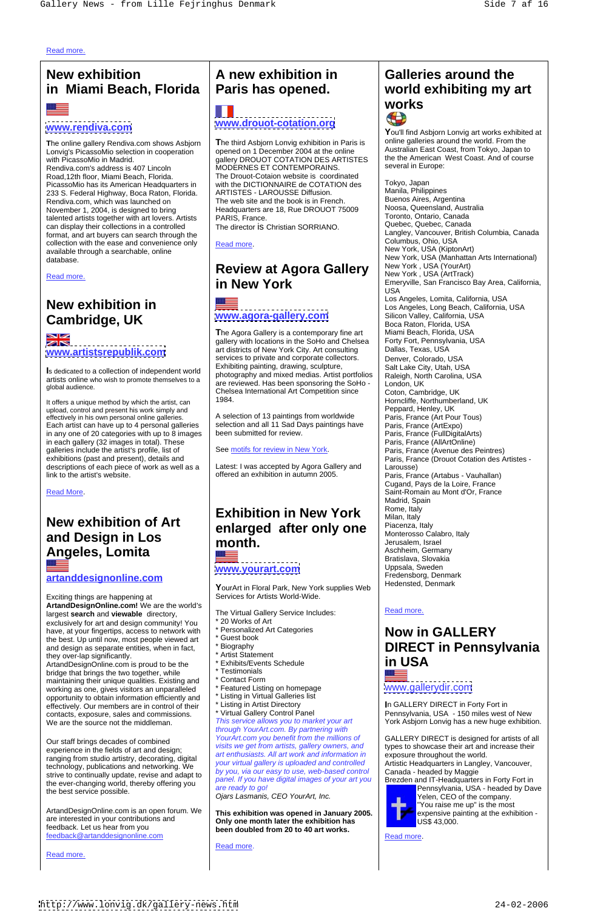Read more.

## New exhibition in Miami Beach, Florida

www.rendiva.com

The online gallery Rendiva.com shows Asbjorn Lonvig's PicassoMio selection in cooperation with PicassoMio in Madrid.
Rendiva.com's address is 407 Lincoln Road,12th floor, Miami Beach, Florida. PicassoMio has its American Headquarters in 233 S. Federal Highway, Boca Raton, Florida. Rendiva.com, which was launched on November 1, 2004, is designed to bring talented artists together with art lovers. Artists can display their collections in a controlled format, and art buyers can search through the collection with the ease and convenience only available through a searchable, online database.

Read more.

## New exhibition in Cambridge, UK

www.artistsrepublik.com

Is dedicated to a collection of independent world artists online who wish to promote themselves to a global audience.

It offers a unique method by which the artist, can upload, control and present his work simply and effectively in his own personal online galleries. Each artist can have up to 4 personal galleries in any one of 20 categories with up to 8 images in each gallery (32 images in total). These galleries include the artist's profile, list of exhibitions (past and present), details and descriptions of each piece of work as well as a link to the artist's website.

Read More.

## New exhibition of Art and Design in Los Angeles, Lomita

artanddesignonline.com

Exciting things are happening at **ArtandDesignOnline.com!** We are the world's largest **search** and **viewable** directory, exclusively for art and design community! You have, at your fingertips, access to network with the best. Up until now, most people viewed art and design as separate entities, when in fact, they over-lap significantly. ArtandDesignOnline.com is proud to be the bridge that brings the two together, while maintaining their unique qualities. Existing and working as one, gives visitors an unparalleled opportunity to obtain information efficiently and effectively. Our members are in control of their contacts, exposure, sales and commissions. We are the source not the middleman.

Our staff brings decades of combined experience in the fields of art and design; ranging from studio artistry, decorating, digital technology, publications and networking. We strive to continually update, revise and adapt to the ever-changing world, thereby offering you the best service possible.

ArtandDesignOnline.com is an open forum. We are interested in your contributions and feedback. Let us hear from you feedback@artanddesignonline.com

Read more.

## A new exhibition in Paris has opened.

www.drouot-cotation.org

The third Asbjorn Lonvig exhibition in Paris is opened on 1 December 2004 at the online gallery DROUOT COTATION DES ARTISTES MODERNES ET CONTEMPORAINS.
The Drouot-Cotaion website is coordinated with the DICTIONNAIRE de COTATION des ARTISTES - LAROUSSE Diffusion.
The web site and the book is in French.
Headquarters are 18, Rue DROUOT 75009 PARIS, France.
The director is Christian SORRIANO.

Read more.

## Review at Agora Gallery in New York

www.agora-gallery.com

The Agora Gallery is a contemporary fine art gallery with locations in the SoHo and Chelsea art districts of New York City. Art consulting services to private and corporate collectors. Exhibiting painting, drawing, sculpture, photography and mixed medias. Artist portfolios are reviewed. Has been sponsoring the SoHo - Chelsea International Art Competition since 1984.

A selection of 13 paintings from worldwide selection and all 11 Sad Days paintings have been submitted for review.

See motifs for review in New York.

Latest: I was accepted by Agora Gallery and offered an exhibition in autumn 2005.

## Exhibition in New York enlarged after only one month.

www.yourart.com

YourArt in Floral Park, New York supplies Web Services for Artists World-Wide.

The Virtual Gallery Service Includes:
* 20 Works of Art
* Personalized Art Categories
* Guest book
* Biography
* Artist Statement
* Exhibits/Events Schedule
* Testimonials
* Contact Form
* Featured Listing on homepage
* Listing in Virtual Galleries list
* Listing in Artist Directory
* Virtual Gallery Control Panel

*This service allows you to market your art through YourArt.com. By partnering with YourArt.com you benefit from the millions of visits we get from artists, gallery owners, and art enthusiasts. All art work and information in your virtual gallery is uploaded and controlled by you, via our easy to use, web-based control panel. If you have digital images of your art you are ready to go!*
*Ojars Lasmanis, CEO YourArt, Inc.*

**This exhibition was opened in January 2005. Only one month later the exhibition has been doubled from 20 to 40 art works.**

Read more.

## Galleries around the world exhibiting my art works

You'll find Asbjorn Lonvig art works exhibited at online galleries around the world. From the Australian East Coast, from Tokyo, Japan to the the American West Coast. And of course several in Europe:

Tokyo, Japan
Manila, Philippines
Buenos Aires, Argentina
Noosa, Queensland, Australia
Toronto, Ontario, Canada
Quebec, Quebec, Canada
Langley, Vancouver, British Columbia, Canada
Columbus, Ohio, USA
New York, USA (KiptonArt)
New York, USA (Manhattan Arts International)
New York , USA (YourArt)
New York , USA (ArtTrack)
Emeryville, San Francisco Bay Area, California, USA
Los Angeles, Lomita, California, USA
Los Angeles, Long Beach, California, USA
Silicon Valley, California, USA
Boca Raton, Florida, USA
Miami Beach, Florida, USA
Forty Fort, Pennsylvania, USA
Dallas, Texas, USA
Denver, Colorado, USA
Salt Lake City, Utah, USA
Raleigh, North Carolina, USA
London, UK
Coton, Cambridge, UK
Horncliffe, Northumberland, UK
Peppard, Henley, UK
Paris, France (Art Pour Tous)
Paris, France (ArtExpo)
Paris, France (FullDigitalArts)
Paris, France (AllArtOnline)
Paris, France (Avenue des Peintres)
Paris, France (Drouot Cotation des Artistes - Larousse)
Paris, France (Artabus - Vauhallan)
Cugand, Pays de la Loire, France
Saint-Romain au Mont d'Or, France
Madrid, Spain
Rome, Italy
Milan, Italy
Piacenza, Italy
Monterosso Calabro, Italy
Jerusalem, Israel
Aschheim, Germany
Bratislava, Slovakia
Uppsala, Sweden
Fredensborg, Denmark
Hedensted, Denmark

Read more.

## Now in GALLERY DIRECT in Pennsylvania in USA

www.gallerydir.com

In GALLERY DIRECT in Forty Fort in Pennsylvania, USA - 150 miles west of New York Asbjorn Lonvig has a new huge exhibition.

GALLERY DIRECT is designed for artists of all types to showcase their art and increase their exposure throughout the world.
Artistic Headquarters in Langley, Vancouver, Canada - headed by Maggie Brezden and IT-Headquarters in Forty Fort in Pennsylvania, USA - headed by Dave Yelen, CEO of the company.
"You raise me up" is the most expensive painting at the exhibition - US$ 43,000.

Read more.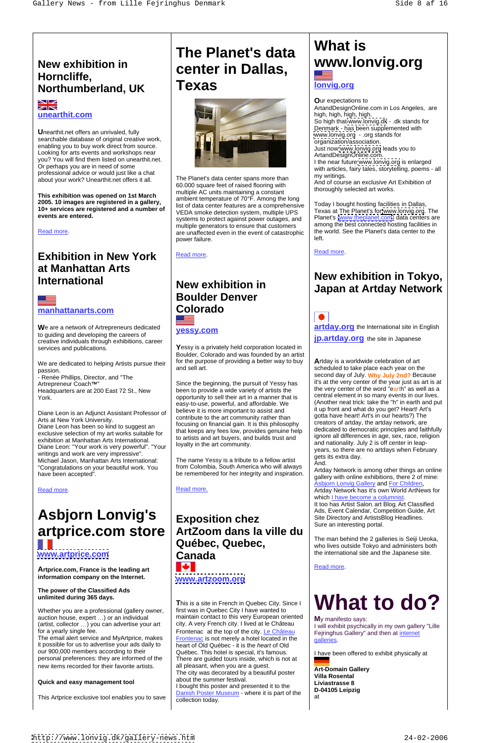## New exhibition in Horncliffe, Northumberland, UK

unearthit.com

Unearthit.net offers an unrivaled, fully searchable database of original creative work, enabling you to buy work direct from source. Looking for arts events and workshops near you? You will find them listed on unearthit.net. Or perhaps you are in need of some professional advice or would just like a chat about your work? Unearthit.net offers it all.

**This exhibition was opened on 1st March 2005. 10 images are registered in a gallery, 10+ services are registered and a number of events are entered.**

Read more.

## Exhibition in New York at Manhattan Arts International

manhattanarts.com

We are a network of Artrepreneurs dedicated to guiding and developing the careers of creative individuals through exhibitions, career services and publications.

We are dedicated to helping Artists pursue their passion.
- Renée Phillips, Director, and "The Artrepreneur Coach™"
Headquarters are at 200 East 72 St., New York.

Diane Leon is an Adjunct Assistant Professor of Arts at New York University.
Diane Leon has been so kind to suggest an exclusive selection of my art works suitable for exhibition at Manhattan Arts International.
Diane Leon: "Your work is very powerful". "Your writings and work are very impressive".
Michael Jason, Manhattan Arts International: "Congratulations on your beautiful work. You have been accepted".

Read more.

# Asbjorn Lonvig's artprice.com store

www.artprice.com

**Artprice.com, France is the leading art information company on the Internet.**

**The power of the Classified Ads unlimited during 365 days.**

Whether you are a professional (gallery owner, auction house, expert …) or an individual (artist, collector …) you can advertise your art for a yearly single fee.
The email alert service and MyArtprice, makes it possible for us to advertise your ads daily to our 900,000 members according to their personal preferences: they are informed of the new items recorded for their favorite artists.

**Quick and easy management tool**

This Artprice exclusive tool enables you to save

# The Planet's data center in Dallas, Texas

The Planet's data center spans more than 60.000 square feet of raised flooring with multiple AC units maintaining a constant ambient temperature of 70°F. Among the long list of data center features are a comprehensive VEDA smoke detection system, multiple UPS systems to protect against power outages, and multiple generators to ensure that customers are unaffected even in the event of catastrophic power failure.

Read more.

## New exhibition in Boulder Denver Colorado

yessy.com

Yessy is a privately held corporation located in Boulder, Colorado and was founded by an artist for the purpose of providing a better way to buy and sell art.

Since the beginning, the pursuit of Yessy has been to provide a wide variety of artists the opportunity to sell their art in a manner that is easy-to-use, powerful, and affordable. We believe it is more important to assist and contribute to the art community rather than focusing on financial gain. It is this philosophy that keeps any fees low, provides genuine help to artists and art buyers, and builds trust and loyalty in the art community.

The name Yessy is a tribute to a fellow artist from Colombia, South America who will always be remembered for her integrity and inspiration.

Read more.

## Exposition chez ArtZoom dans la ville du Québec, Quebec, Canada

www.artzoom.org

This is a site in French in Quebec City. Since I first was in Quebec City I have wanted to maintain contact to this very European oriented city. A very French city. I lived at le Château Frontenac at the top of the city. Le Château Frontenac is not merely a hotel located in the heart of Old Québec - it is the *heart* of Old Québec. This hotel is special, it's famous. There are guided tours inside, which is not at all pleasant, when you are a guest.
The city was decorated by a beautiful poster about the summer festival.
I bought this poster and presented it to the Danish Poster Museum - where it is part of the collection today.

# What is www.lonvig.org

lonvig.org

Our expectations to ArtandDesignOnline.com in Los Angeles, are high, high, high, high.
So high that www.lonvig.dk - .dk stands for Denmark - has been supplemented with www.lonvig.org - .org stands for organization/association.
Just now www.lonvig.org leads you to ArtandDesignOnline.com.
I the near future www.lonvig.org is enlarged with articles, fairy tales, storytelling, poems - all my writings.
And of course an exclusive Art Exhibition of thoroughly selected art works.

Today I bought hosting facilities in Dallas, Texas at The Planet's for www.lonvig.org. The Planet's (www.theplanet.com) data centers are among the best connected hosting facilities in the world. See the Planet's data center to the left.

Read more.

## New exhibition in Tokyo, Japan at Artday Network

artday.org the International site in English

jp.artday.org the site in Japanese

Artday is a worldwide celebration of art scheduled to take place each year on the second day of July. **Why July 2nd?** Because it's at the very center of the year just as art is at the very center of the world "earth" as well as a central element in so many events in our lives. (Another neat trick: take the "h" in earth and put it up front and what do you get? Heart! Art's gotta have heart! Art's in our hearts?) The creators of artday, the artday network, are dedicated to democratic principles and faithfully ignore all differences in age, sex, race, religion and nationality. July 2 is off center in leap-years, so there are no artdays when February gets its extra day.
And.
Artday Network is among other things an online gallery with online exhibitions, there 2 of mine: Asbjorn Lonvig Gallery and For Children.
Artday Network has it's own World ArtNews for which I have become a columnist.
It too has Artist Salon, art Blog, Art Classified Ads, Event Calendar, Competition Guide, Art Site Directory and ArtistsBlog Headlines.
Sure an interesting portal.

The man behind the 2 galleries is Seiji Ueoka, who lives outside Tokyo and administers both the international site and the Japanese site.

Read more.

# What to do?

My manifesto says:
I will exhibit psychically in my own gallery "Lille Fejringhus Gallery" and then at internet galleries.

I have been offered to exhibit physically at

**Art-Domain Gallery**
**Villa Rosental**
**Liviastrasse 8**
**D-04105 Leipzig**
at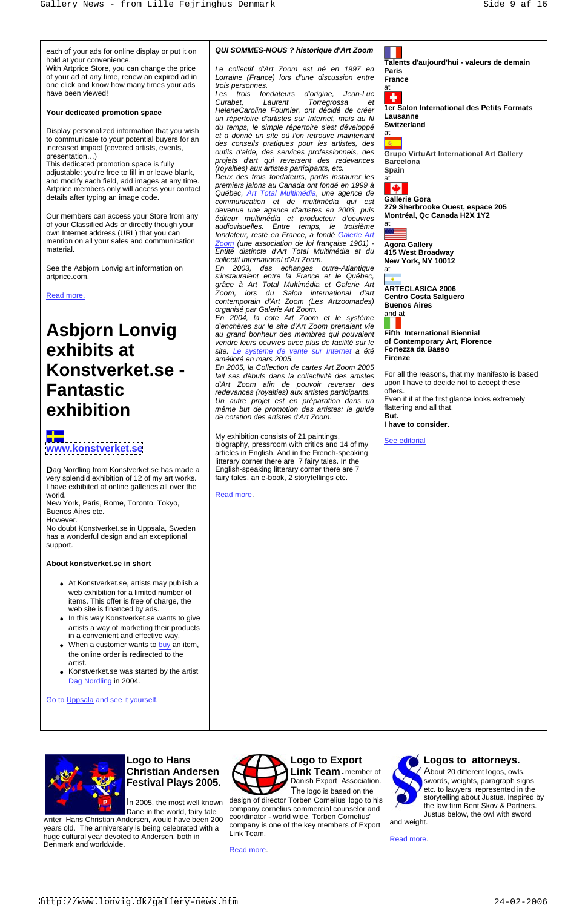each of your ads for online display or put it on hold at your convenience.
With Artprice Store, you can change the price of your ad at any time, renew an expired ad in one click and know how many times your ads have been viewed!

**Your dedicated promotion space**

Display personalized information that you wish to communicate to your potential buyers for an increased impact (covered artists, events, presentation…)
This dedicated promotion space is fully adjustable: you're free to fill in or leave blank, and modify each field, add images at any time. Artprice members only will access your contact details after typing an image code.

Our members can access your Store from any of your Classified Ads or directly through your own Internet address (URL) that you can mention on all your sales and communication material.

See the Asbjorn Lonvig art information on artprice.com.

Read more.

# Asbjorn Lonvig exhibits at Konstverket.se - Fantastic exhibition

www.konstverket.se

Dag Nordling from Konstverket.se has made a very splendid exhibition of 12 of my art works.
I have exhibited at online galleries all over the world.
New York, Paris, Rome, Toronto, Tokyo, Buenos Aires etc.
However.
No doubt Konstverket.se in Uppsala, Sweden has a wonderful design and an exceptional support.

**About konstverket.se in short**

- At Konstverket.se, artists may publish a web exhibition for a limited number of items. This offer is free of charge, the web site is financed by ads.
- In this way Konstverket.se wants to give artists a way of marketing their products in a convenient and effective way.
- When a customer wants to buy an item, the online order is redirected to the artist.
- Konstverket.se was started by the artist Dag Nordling in 2004.

Go to Uppsala and see it yourself.

***QUI SOMMES-NOUS ? historique d'Art Zoom***

*Le collectif d'Art Zoom est né en 1997 en Lorraine (France) lors d'une discussion entre trois personnes.*
*Les trois fondateurs d'origine, Jean-Luc Curabet, Laurent Torregrossa et HeleneCaroline Fournier, ont décidé de créer un répertoire d'artistes sur Internet, mais au fil du temps, le simple répertoire s'est développé et a donné un site où l'on retrouve maintenant des conseils pratiques pour les artistes, des outils d'aide, des services professionnels, des projets d'art qui reversent des redevances (royalties) aux artistes participants, etc.*
*Deux des trois fondateurs, partis instaurer les premiers jalons au Canada ont fondé en 1999 à Québec, Art Total Multimédia, une agence de communication et de multimédia qui est devenue une agence en 2003, puis éditeur multimédia et producteur d'oeuvres audiovisuelles. Entre temps, le troisième fondateur, resté en France, a fondé Galerie Art Zoom (une association de loi française 1901) - Entité distincte d'Art Total Multimédia et du collectif international d'Art Zoom.*
*En 2003, des echanges outre-Atlantique s'instauraient entre la France et le Québec, grâce à Art Total Multimédia et Galerie Art Zoom, lors du Salon international d'art contemporain d'Art Zoom (Les Artzoomades) organisé par Galerie Art Zoom.*
*En 2004, la cote Art Zoom et le système d'enchères sur le site d'Art Zoom prenaient vie au grand bonheur des membres qui pouvaient vendre leurs oeuvres avec plus de facilité sur le site. Le systeme de vente sur Internet a été amélioré en mars 2005.*
*En 2005, la Collection de cartes Art Zoom 2005 fait ses débuts dans la collectivité des artistes d'Art Zoom afin de pouvoir reverser des redevances (royalties) aux artistes participants.*
*Un autre projet est en préparation dans un même but de promotion des artistes: le guide de cotation des artistes d'Art Zoom.*

My exhibition consists of 21 paintings, biography, pressroom with critics and 14 of my articles in English. And in the French-speaking litterary corner there are 7 fairy tales. In the English-speaking litterary corner there are 7 fairy tales, an e-book, 2 storytellings etc.

Read more.

**Talents d'aujourd'hui - valeurs de demain**
**Paris**
**France**
at
**1er Salon International des Petits Formats**
**Lausanne**
**Switzerland**
at
**Grupo VirtuArt International Art Gallery**
**Barcelona**
**Spain**
at
**Gallerie Gora**
**279 Sherbrooke Ouest, espace 205**
**Montréal, Qc Canada H2X 1Y2**
at
**Agora Gallery**
**415 West Broadway**
**New York, NY 10012**
at
**ARTECLASICA 2006**
**Centro Costa Salguero**
**Buenos Aires**
and at
**Fifth International Biennial**
**of Contemporary Art, Florence**
**Fortezza da Basso**
**Firenze**

For all the reasons, that my manifesto is based upon I have to decide not to accept these offers.
Even if it at the first glance looks extremely flattering and all that.
**But.**
**I have to consider.**

See editorial

## Logo to Hans Christian Andersen Festival Plays 2005.

In 2005, the most well known Dane in the world, fairy tale writer Hans Christian Andersen, would have been 200 years old. The anniversary is being celebrated with a huge cultural year devoted to Andersen, both in Denmark and worldwide.

## Logo to Export Link Team

- member of Danish Export Association.
The logo is based on the design of director Torben Cornelius' logo to his company cornelius commercial counselor and coordinator - world wide. Torben Cornelius' company is one of the key members of Export Link Team.

Read more.

## Logos to attorneys.

About 20 different logos, owls, swords, weights, paragraph signs etc. to lawyers represented in the storytelling about Justus. Inspired by the law firm Bent Skov & Partners. Justus below, the owl with sword and weight.

Read more.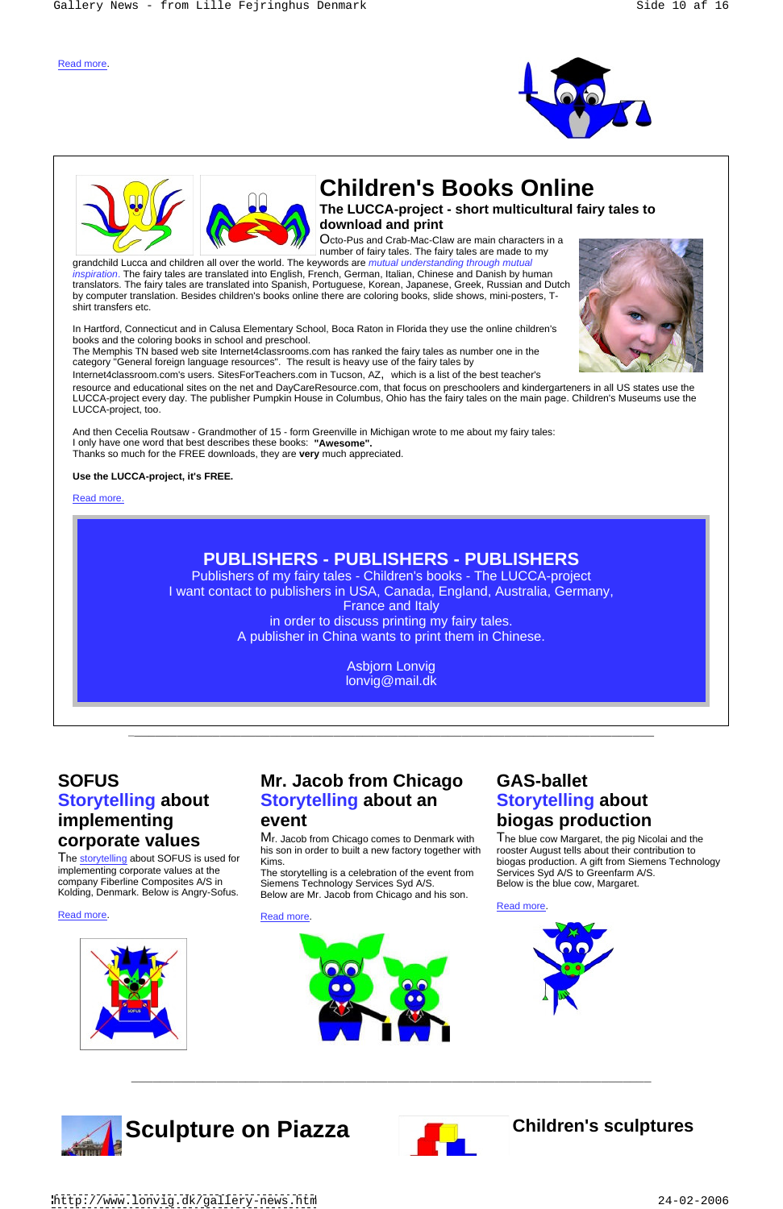Read more.

# Children's Books Online

**The LUCCA-project - short multicultural fairy tales to download and print**

Octo-Pus and Crab-Mac-Claw are main characters in a number of fairy tales. The fairy tales are made to my grandchild Lucca and children all over the world. The keywords are *mutual understanding through mutual inspiration*. The fairy tales are translated into English, French, German, Italian, Chinese and Danish by human translators. The fairy tales are translated into Spanish, Portuguese, Korean, Japanese, Greek, Russian and Dutch by computer translation. Besides children's books online there are coloring books, slide shows, mini-posters, T-shirt transfers etc.

In Hartford, Connecticut and in Calusa Elementary School, Boca Raton in Florida they use the online children's books and the coloring books in school and preschool.
The Memphis TN based web site Internet4classrooms.com has ranked the fairy tales as number one in the category "General foreign language resources". The result is heavy use of the fairy tales by Internet4classroom.com's users. SitesForTeachers.com in Tucson, AZ, which is a list of the best teacher's resource and educational sites on the net and DayCareResource.com, that focus on preschoolers and kindergarteners in all US states use the LUCCA-project every day. The publisher Pumpkin House in Columbus, Ohio has the fairy tales on the main page. Children's Museums use the LUCCA-project, too.

And then Cecelia Routsaw - Grandmother of 15 - form Greenville in Michigan wrote to me about my fairy tales:
I only have one word that best describes these books: **"Awesome".**
Thanks so much for the FREE downloads, they are **very** much appreciated.

**Use the LUCCA-project, it's FREE.**

Read more.

**PUBLISHERS - PUBLISHERS - PUBLISHERS**

Publishers of my fairy tales - Children's books - The LUCCA-project
I want contact to publishers in USA, Canada, England, Australia, Germany, France and Italy
in order to discuss printing my fairy tales.
A publisher in China wants to print them in Chinese.

Asbjorn Lonvig
lonvig@mail.dk

---

## SOFUS
## Storytelling about implementing corporate values

The storytelling about SOFUS is used for implementing corporate values at the company Fiberline Composites A/S in Kolding, Denmark. Below is Angry-Sofus.

Read more.

## Mr. Jacob from Chicago
## Storytelling about an event

Mr. Jacob from Chicago comes to Denmark with his son in order to built a new factory together with Kims.
The storytelling is a celebration of the event from Siemens Technology Services Syd A/S.
Below are Mr. Jacob from Chicago and his son.

Read more.

## GAS-ballet
## Storytelling about biogas production

The blue cow Margaret, the pig Nicolai and the rooster August tells about their contribution to biogas production. A gift from Siemens Technology Services Syd A/S to Greenfarm A/S.
Below is the blue cow, Margaret.

Read more.

---

## Sculpture on Piazza

## Children's sculptures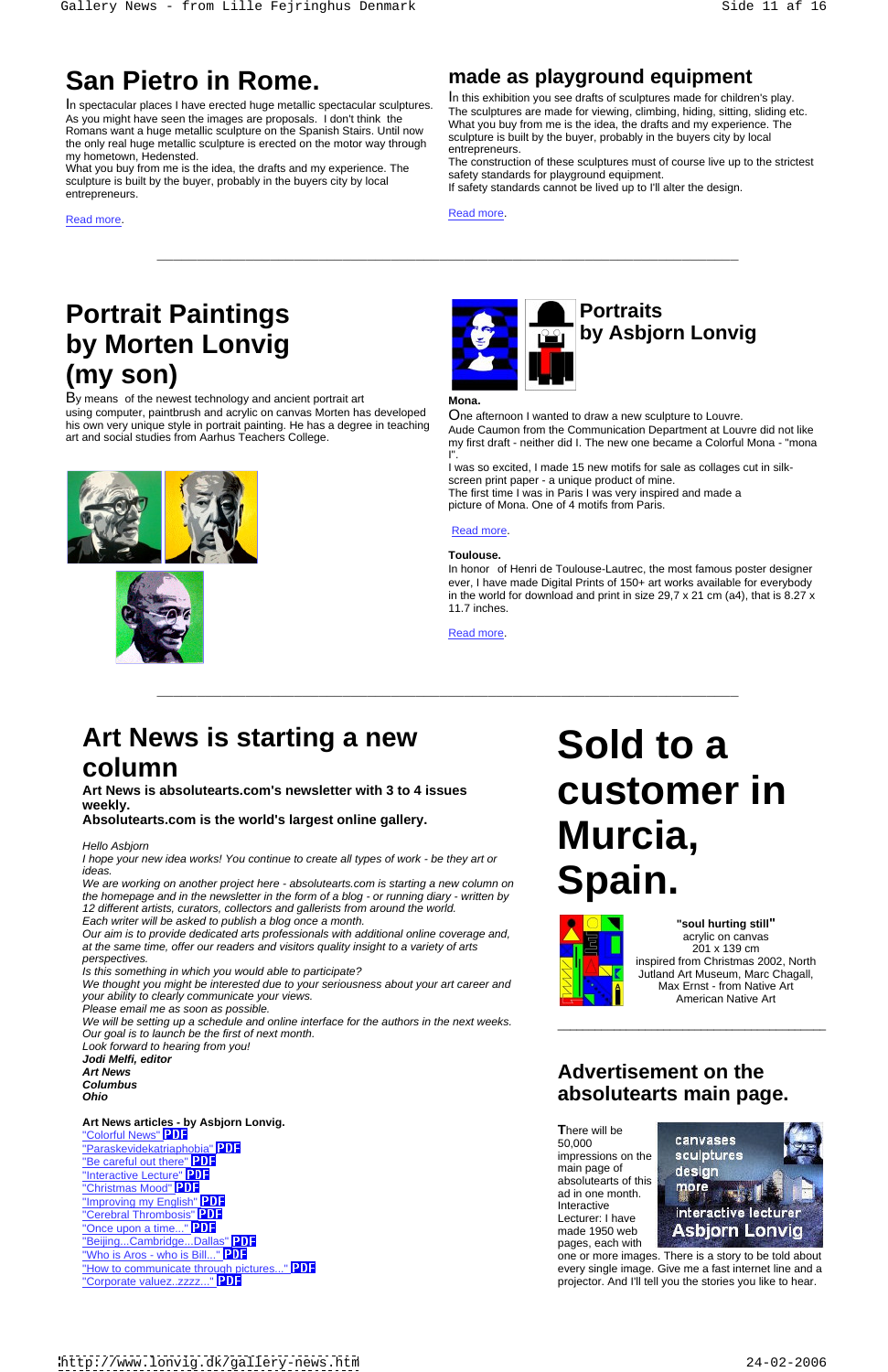# San Pietro in Rome.

In spectacular places I have erected huge metallic spectacular sculptures. As you might have seen the images are proposals. I don't think the Romans want a huge metallic sculpture on the Spanish Stairs. Until now the only real huge metallic sculpture is erected on the motor way through my hometown, Hedensted.
What you buy from me is the idea, the drafts and my experience. The sculpture is built by the buyer, probably in the buyers city by local entrepreneurs.

Read more.

# made as playground equipment

In this exhibition you see drafts of sculptures made for children's play. The sculptures are made for viewing, climbing, hiding, sitting, sliding etc.
What you buy from me is the idea, the drafts and my experience. The sculpture is built by the buyer, probably in the buyers city by local entrepreneurs.
The construction of these sculptures must of course live up to the strictest safety standards for playground equipment.
If safety standards cannot be lived up to I'll alter the design.

Read more.

---

# Portrait Paintings by Morten Lonvig (my son)

By means of the newest technology and ancient portrait art using computer, paintbrush and acrylic on canvas Morten has developed his own very unique style in portrait painting. He has a degree in teaching art and social studies from Aarhus Teachers College.

# Portraits by Asbjorn Lonvig

**Mona.**

One afternoon I wanted to draw a new sculpture to Louvre.
Aude Caumon from the Communication Department at Louvre did not like my first draft - neither did I. The new one became a Colorful Mona - "mona l".
I was so excited, I made 15 new motifs for sale as collages cut in silk-screen print paper - a unique product of mine.
The first time I was in Paris I was very inspired and made a picture of Mona. One of 4 motifs from Paris.

Read more.

**Toulouse.**

In honor of Henri de Toulouse-Lautrec, the most famous poster designer ever, I have made Digital Prints of 150+ art works available for everybody in the world for download and print in size 29,7 x 21 cm (a4), that is 8.27 x 11.7 inches.

Read more.

---

# Art News is starting a new column

**Art News is absolutearts.com's newsletter with 3 to 4 issues weekly.**
**Absolutearts.com is the world's largest online gallery.**

*Hello Asbjorn*
*I hope your new idea works! You continue to create all types of work - be they art or ideas.*
*We are working on another project here - absolutearts.com is starting a new column on the homepage and in the newsletter in the form of a blog - or running diary - written by 12 different artists, curators, collectors and gallerists from around the world.*
*Each writer will be asked to publish a blog once a month.*
*Our aim is to provide dedicated arts professionals with additional online coverage and, at the same time, offer our readers and visitors quality insight to a variety of arts perspectives.*
*Is this something in which you would able to participate?*
*We thought you might be interested due to your seriousness about your art career and your ability to clearly communicate your views.*
*Please email me as soon as possible.*
*We will be setting up a schedule and online interface for the authors in the next weeks.*
*Our goal is to launch be the first of next month.*
*Look forward to hearing from you!*
***Jodi Melfi, editor***
***Art News***
***Columbus***
***Ohio***

**Art News articles - by Asbjorn Lonvig.**

- "Colorful News" PDF
- "Paraskevidekatriaphobia" PDF
- "Be careful out there" PDF
- "Interactive Lecture" PDF
- "Christmas Mood" PDF
- "Improving my English" PDF
- "Cerebral Thrombosis" PDF
- "Once upon a time..." PDF
- "Beijing...Cambridge...Dallas" PDF
- "Who is Aros - who is Bill..." PDF
- "How to communicate through pictures..." PDF
- "Corporate valuez..zzzz..." PDF

# Sold to a customer in Murcia, Spain.

**"soul hurting still"**
acrylic on canvas
201 x 139 cm
inspired from Christmas 2002, North Jutland Art Museum, Marc Chagall, Max Ernst - from Native Art American Native Art

---

## Advertisement on the absolutearts main page.

There will be 50,000 impressions on the main page of absolutearts of this ad in one month.
Interactive Lecturer: I have made 1950 web pages, each with one or more images. There is a story to be told about every single image. Give me a fast internet line and a projector. And I'll tell you the stories you like to hear.

canvases
sculptures
design
more
interactive lecturer
Asbjorn Lonvig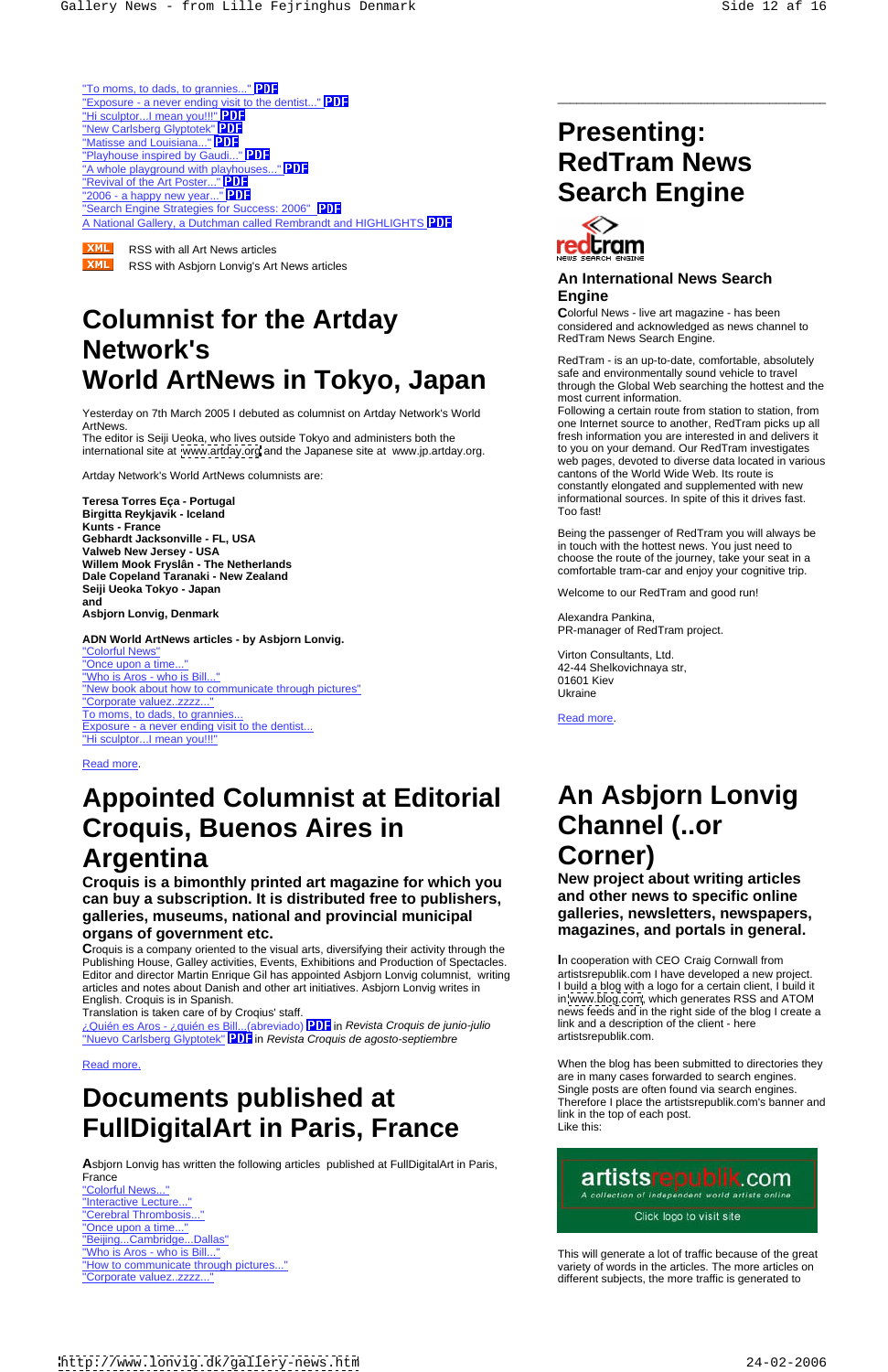"To moms, to dads, to grannies..." PDF
"Exposure - a never ending visit to the dentist..." PDF
"Hi sculptor...I mean you!!!" PDF
"New Carlsberg Glyptotek" PDF
"Matisse and Louisiana..." PDF
"Playhouse inspired by Gaudi..." PDF
"A whole playground with playhouses..." PDF
"Revival of the Art Poster..." PDF
"2006 - a happy new year..." PDF
"Search Engine Strategies for Success: 2006" PDF
A National Gallery, a Dutchman called Rembrandt and HIGHLIGHTS PDF

XML RSS with all Art News articles
XML RSS with Asbjorn Lonvig's Art News articles

# Columnist for the Artday Network's World ArtNews in Tokyo, Japan

Yesterday on 7th March 2005 I debuted as columnist on Artday Network's World ArtNews.
The editor is Seiji Ueoka, who lives outside Tokyo and administers both the international site at www.artday.org and the Japanese site at www.jp.artday.org.

Artday Network's World ArtNews columnists are:

**Teresa Torres Eça - Portugal**
**Birgitta Reykjavik - Iceland**
**Kunts - France**
**Gebhardt Jacksonville - FL, USA**
**Valweb New Jersey - USA**
**Willem Mook Fryslân - The Netherlands**
**Dale Copeland Taranaki - New Zealand**
**Seiji Ueoka Tokyo - Japan**
**and**
**Asbjorn Lonvig, Denmark**

**ADN World ArtNews articles - by Asbjorn Lonvig.**
"Colorful News"
"Once upon a time..."
"Who is Aros - who is Bill..."
"New book about how to communicate through pictures"
"Corporate valuez..zzzz..."
To moms, to dads, to grannies...
Exposure - a never ending visit to the dentist...
"Hi sculptor...I mean you!!!"

Read more.

# Appointed Columnist at Editorial Croquis, Buenos Aires in Argentina

## Croquis is a bimonthly printed art magazine for which you can buy a subscription. It is distributed free to publishers, galleries, museums, national and provincial municipal organs of government etc.

Croquis is a company oriented to the visual arts, diversifying their activity through the Publishing House, Galley activities, Events, Exhibitions and Production of Spectacles. Editor and director Martin Enrique Gil has appointed Asbjorn Lonvig columnist, writing articles and notes about Danish and other art initiatives. Asbjorn Lonvig writes in English. Croquis is in Spanish.
Translation is taken care of by Croqius' staff.
¿Quién es Aros - ¿quién es Bill...(abreviado) PDF in *Revista Croquis de junio-julio*
"Nuevo Carlsberg Glyptotek" PDF in *Revista Croquis de agosto-septiembre*

Read more.

# Documents published at FullDigitalArt in Paris, France

Asbjorn Lonvig has written the following articles published at FullDigitalArt in Paris, France
"Colorful News..."
"Interactive Lecture..."
"Cerebral Thrombosis..."
"Once upon a time..."
"Beijing...Cambridge...Dallas"
"Who is Aros - who is Bill..."
"How to communicate through pictures"
"Corporate valuez..zzzz..."

# Presenting: RedTram News Search Engine

redtram NEWS SEARCH ENGINE

### An International News Search Engine

Colorful News - live art magazine - has been considered and acknowledged as news channel to RedTram News Search Engine.

RedTram - is an up-to-date, comfortable, absolutely safe and environmentally sound vehicle to travel through the Global Web searching the hottest and the most current information.
Following a certain route from station to station, from one Internet source to another, RedTram picks up all fresh information you are interested in and delivers it to you on your demand. Our RedTram investigates web pages, devoted to diverse data located in various cantons of the World Wide Web. Its route is constantly elongated and supplemented with new informational sources. In spite of this it drives fast. Too fast!

Being the passenger of RedTram you will always be in touch with the hottest news. You just need to choose the route of the journey, take your seat in a comfortable tram-car and enjoy your cognitive trip.

Welcome to our RedTram and good run!

Alexandra Pankina,
PR-manager of RedTram project.

Virton Consultants, Ltd.
42-44 Shelkovichnaya str,
01601 Kiev
Ukraine

Read more.

# An Asbjorn Lonvig Channel (..or Corner)

## New project about writing articles and other news to specific online galleries, newsletters, newspapers, magazines, and portals in general.

In cooperation with CEO Craig Cornwall from artistsrepublik.com I have developed a new project.
I build a blog with a logo for a certain client, I build it in www.blog.com, which generates RSS and ATOM news feeds and in the right side of the blog I create a link and a description of the client - here artistsrepublik.com.

When the blog has been submitted to directories they are in many cases forwarded to search engines. Single posts are often found via search engines. Therefore I place the artistsrepublik.com's banner and link in the top of each post.
Like this:

artistsrepublik.com
A collection of independent world artists online
Click logo to visit site

This will generate a lot of traffic because of the great variety of words in the articles. The more articles on different subjects, the more traffic is generated to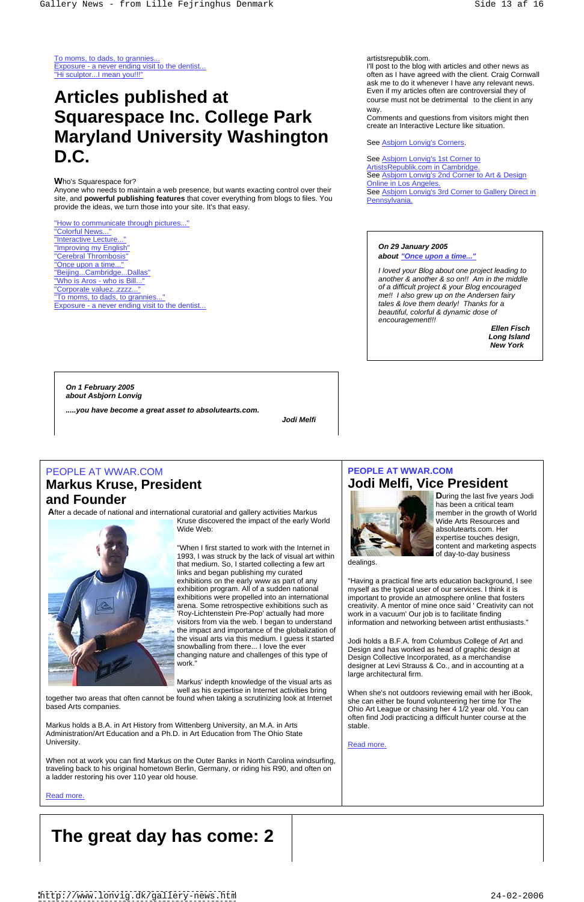To moms, to dads, to grannies...
Exposure - a never ending visit to the dentist...
"Hi sculptor...I mean you!!!"

# Articles published at Squarespace Inc. College Park Maryland University Washington D.C.

**W**ho's Squarespace for?
Anyone who needs to maintain a web presence, but wants exacting control over their site, and **powerful publishing features** that cover everything from blogs to files. You provide the ideas, we turn those into your site. It's that easy.

"How to communicate through pictures..."
"Colorful News..."
"Interactive Lecture..."
"Improving my English"
"Cerebral Thrombosis"
"Once upon a time..."
"Beijing...Cambridge...Dallas"
"Who is Aros - who is Bill..."
"Corporate valuez..zzzz..."
"To moms, to dads, to grannies..."
Exposure - a never ending visit to the dentist...

artistsrepublik.com.
I'll post to the blog with articles and other news as often as I have agreed with the client. Craig Cornwall ask me to do it whenever I have any relevant news. Even if my articles often are controversial they of course must not be detrimental to the client in any way.
Comments and questions from visitors might then create an Interactive Lecture like situation.

See Asbjorn Lonvig's Corners.

See Asbjorn Lonvig's 1st Corner to ArtistsRepublik.com in Cambridge.
See Asbjorn Lonvig's 2nd Corner to Art & Design Online in Los Angeles.
See Asbjorn Lonvig's 3rd Corner to Gallery Direct in Pennsylvania.

***On 29 January 2005***
***about "Once upon a time..."***

*I loved your Blog about one project leading to another & another & so on!! Am in the middle of a difficult project & your Blog encouraged me!! I also grew up on the Andersen fairy tales & love them dearly! Thanks for a beautiful, colorful & dynamic dose of encouragement!!!*

***Ellen Fisch***
***Long Island***
***New York***

***On 1 February 2005***
***about Asbjorn Lonvig***

***.....you have become a great asset to absolutearts.com.***

***Jodi Melfi***

PEOPLE AT WWAR.COM

## Markus Kruse, President and Founder

**A**fter a decade of national and international curatorial and gallery activities Markus Kruse discovered the impact of the early World Wide Web:

"When I first started to work with the Internet in 1993, I was struck by the lack of visual art within that medium. So, I started collecting a few art links and began publishing my curated exhibitions on the early www as part of any exhibition program. All of a sudden national exhibitions were propelled into an international arena. Some retrospective exhibitions such as 'Roy-Lichtenstein Pre-Pop' actually had more visitors from via the web. I began to understand the impact and importance of the globalization of the visual arts via this medium. I guess it started snowballing from there... I love the ever changing nature and challenges of this type of work."

Markus' indepth knowledge of the visual arts as well as his expertise in Internet activities bring together two areas that often cannot be found when taking a scrutinizing look at Internet based Arts companies.

Markus holds a B.A. in Art History from Wittenberg University, an M.A. in Arts Administration/Art Education and a Ph.D. in Art Education from The Ohio State University.

When not at work you can find Markus on the Outer Banks in North Carolina windsurfing, traveling back to his original hometown Berlin, Germany, or riding his R90, and often on a ladder restoring his over 110 year old house.

Read more.

**PEOPLE AT WWAR.COM**

## Jodi Melfi, Vice President

**D**uring the last five years Jodi has been a critical team member in the growth of World Wide Arts Resources and absolutearts.com. Her expertise touches design, content and marketing aspects of day-to-day business dealings.

"Having a practical fine arts education background, I see myself as the typical user of our services. I think it is important to provide an atmosphere online that fosters creativity. A mentor of mine once said ' Creativity can not work in a vacuum' Our job is to facilitate finding information and networking between artist enthusiasts."

Jodi holds a B.F.A. from Columbus College of Art and Design and has worked as head of graphic design at Design Collective Incorporated, as a merchandise designer at Levi Strauss & Co., and in accounting at a large architectural firm.

When she's not outdoors reviewing email with her iBook, she can either be found volunteering her time for The Ohio Art League or chasing her 4 1/2 year old. You can often find Jodi practicing a difficult hunter course at the stable.

Read more.

# The great day has come: 2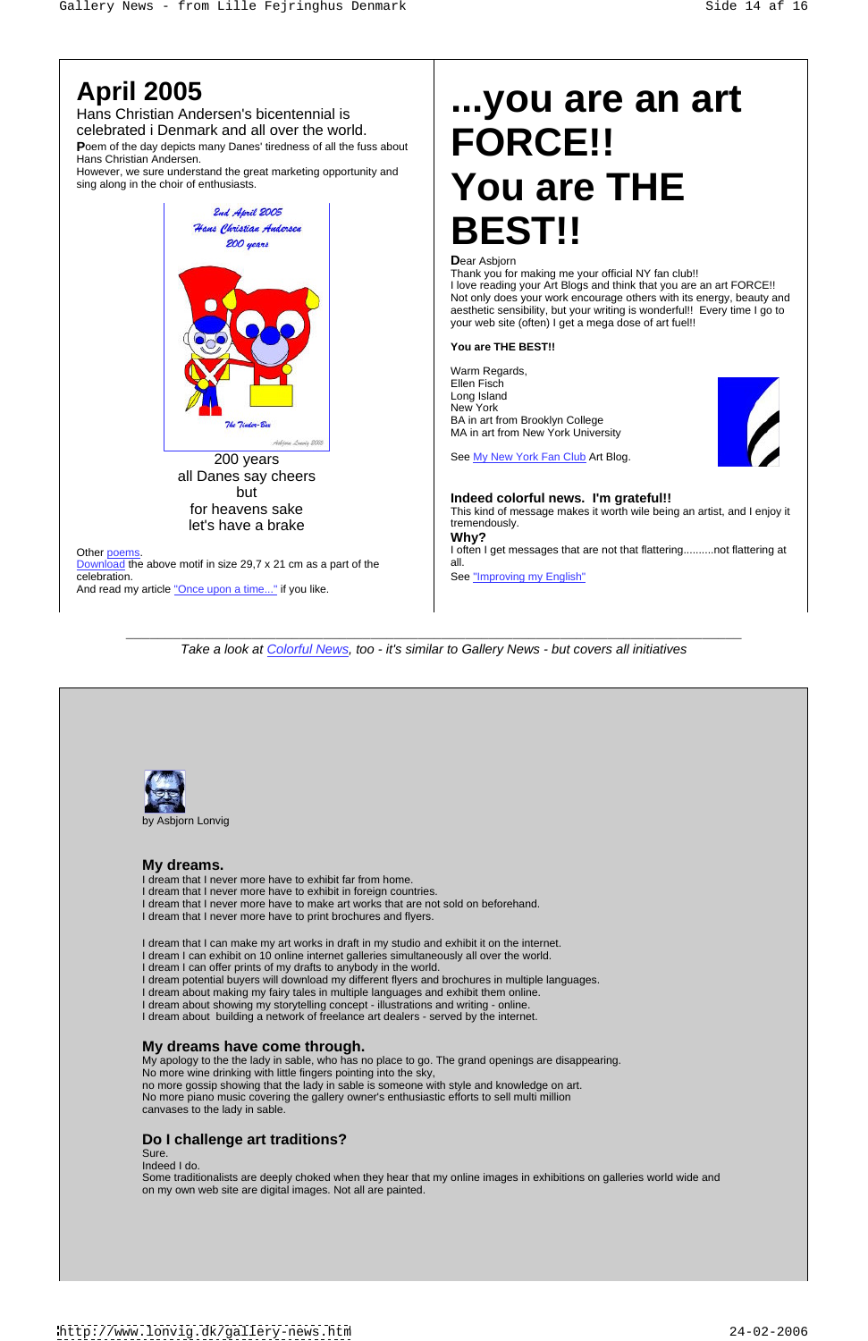## April 2005

Hans Christian Andersen's bicentennial is celebrated i Denmark and all over the world.

**P**oem of the day depicts many Danes' tiredness of all the fuss about Hans Christian Andersen.
However, we sure understand the great marketing opportunity and sing along in the choir of enthusiasts.

200 years
all Danes say cheers
but
for heavens sake
let's have a brake

Other poems.
Download the above motif in size 29,7 x 21 cm as a part of the celebration.
And read my article "Once upon a time..." if you like.

# ...you are an art FORCE!! You are THE BEST!!

**D**ear Asbjorn
Thank you for making me your official NY fan club!!
I love reading your Art Blogs and think that you are an art FORCE!! Not only does your work encourage others with its energy, beauty and aesthetic sensibility, but your writing is wonderful!! Every time I go to your web site (often) I get a mega dose of art fuel!!

**You are THE BEST!!**

Warm Regards,
Ellen Fisch
Long Island
New York
BA in art from Brooklyn College
MA in art from New York University

See My New York Fan Club Art Blog.

### Indeed colorful news. I'm grateful!!

This kind of message makes it worth wile being an artist, and I enjoy it tremendously.

### Why?

I often I get messages that are not that flattering..........not flattering at all.
See "Improving my English"

---

*Take a look at Colorful News, too - it's similar to Gallery News - but covers all initiatives*

by Asbjorn Lonvig

### My dreams.

I dream that I never more have to exhibit far from home.
I dream that I never more have to exhibit in foreign countries.
I dream that I never more have to make art works that are not sold on beforehand.
I dream that I never more have to print brochures and flyers.

I dream that I can make my art works in draft in my studio and exhibit it on the internet.
I dream I can exhibit on 10 online internet galleries simultaneously all over the world.
I dream I can offer prints of my drafts to anybody in the world.
I dream potential buyers will download my different flyers and brochures in multiple languages.
I dream about making my fairy tales in multiple languages and exhibit them online.
I dream about showing my storytelling concept - illustrations and writing - online.
I dream about building a network of freelance art dealers - served by the internet.

### My dreams have come through.

My apology to the the lady in sable, who has no place to go. The grand openings are disappearing.
No more wine drinking with little fingers pointing into the sky,
no more gossip showing that the lady in sable is someone with style and knowledge on art.
No more piano music covering the gallery owner's enthusiastic efforts to sell multi million canvases to the lady in sable.

### Do I challenge art traditions?

Sure.
Indeed I do.
Some traditionalists are deeply choked when they hear that my online images in exhibitions on galleries world wide and on my own web site are digital images. Not all are painted.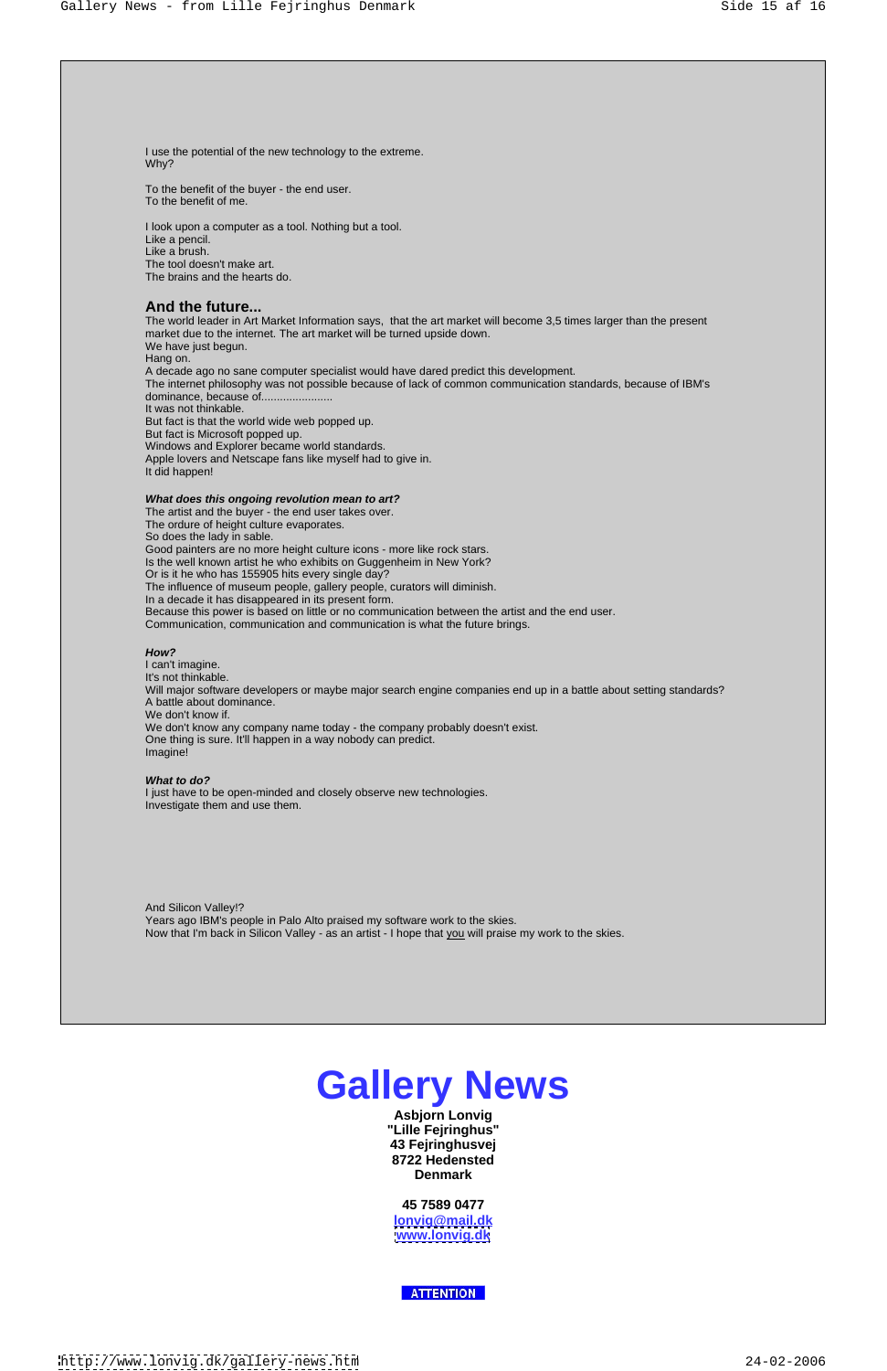I use the potential of the new technology to the extreme.
Why?

To the benefit of the buyer - the end user.
To the benefit of me.

I look upon a computer as a tool. Nothing but a tool.
Like a pencil.
Like a brush.
The tool doesn't make art.
The brains and the hearts do.

## And the future...

The world leader in Art Market Information says, that the art market will become 3,5 times larger than the present market due to the internet. The art market will be turned upside down.
We have just begun.
Hang on.
A decade ago no sane computer specialist would have dared predict this development.
The internet philosophy was not possible because of lack of common communication standards, because of IBM's dominance, because of.......................
It was not thinkable.
But fact is that the world wide web popped up.
But fact is Microsoft popped up.
Windows and Explorer became world standards.
Apple lovers and Netscape fans like myself had to give in.
It did happen!

***What does this ongoing revolution mean to art?***
The artist and the buyer - the end user takes over.
The ordure of height culture evaporates.
So does the lady in sable.
Good painters are no more height culture icons - more like rock stars.
Is the well known artist he who exhibits on Guggenheim in New York?
Or is it he who has 155905 hits every single day?
The influence of museum people, gallery people, curators will diminish.
In a decade it has disappeared in its present form.
Because this power is based on little or no communication between the artist and the end user.
Communication, communication and communication is what the future brings.

***How?***
I can't imagine.
It's not thinkable.
Will major software developers or maybe major search engine companies end up in a battle about setting standards?
A battle about dominance.
We don't know if.
We don't know any company name today - the company probably doesn't exist.
One thing is sure. It'll happen in a way nobody can predict.
Imagine!

***What to do?***
I just have to be open-minded and closely observe new technologies.
Investigate them and use them.

And Silicon Valley!?
Years ago IBM's people in Palo Alto praised my software work to the skies.
Now that I'm back in Silicon Valley - as an artist - I hope that <u>you</u> will praise my work to the skies.

# Gallery News

**Asbjorn Lonvig**
**"Lille Fejringhus"**
**43 Fejringhusvej**
**8722 Hedensted**
**Denmark**

**45 7589 0477**
**lonvig@mail.dk**
**www.lonvig.dk**

ATTENTION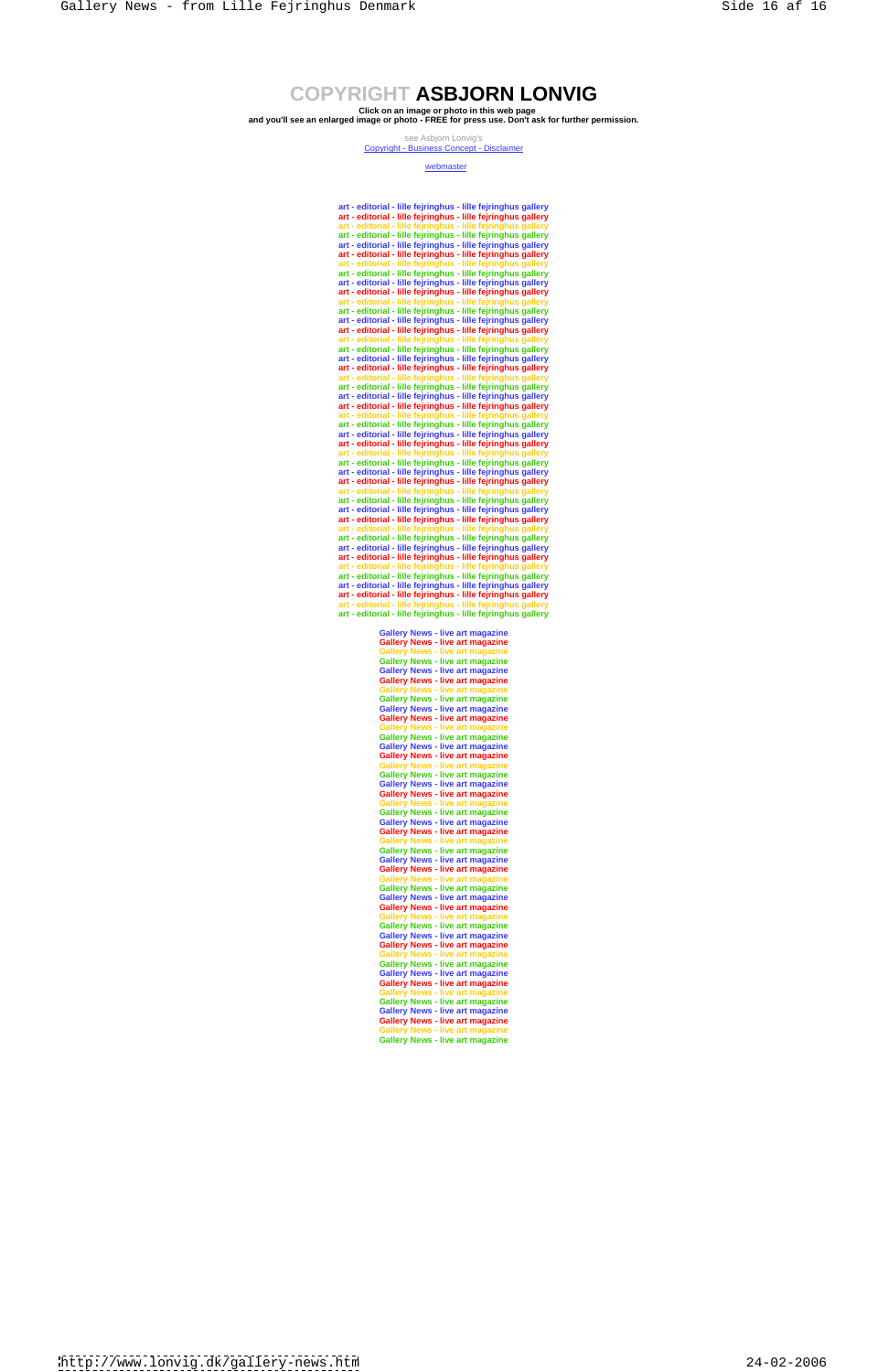## COPYRIGHT **ASBJORN LONVIG**

**Click on an image or photo in this web page**
**and you'll see an enlarged image or photo - FREE for press use. Don't ask for further permission.**

see Asbjorn Lonvig's
Copyright - Business Concept - Disclaimer

webmaster

**art - editorial - lille fejringhus - lille fejringhus gallery**
**art - editorial - lille fejringhus - lille fejringhus gallery**
**art - editorial - lille fejringhus - lille fejringhus gallery**
**art - editorial - lille fejringhus - lille fejringhus gallery**
**art - editorial - lille fejringhus - lille fejringhus gallery**
**art - editorial - lille fejringhus - lille fejringhus gallery**
**art - editorial - lille fejringhus - lille fejringhus gallery**
**art - editorial - lille fejringhus - lille fejringhus gallery**
**art - editorial - lille fejringhus - lille fejringhus gallery**
**art - editorial - lille fejringhus - lille fejringhus gallery**
**art - editorial - lille fejringhus - lille fejringhus gallery**
**art - editorial - lille fejringhus - lille fejringhus gallery**
**art - editorial - lille fejringhus - lille fejringhus gallery**
**art - editorial - lille fejringhus - lille fejringhus gallery**
**art - editorial - lille fejringhus - lille fejringhus gallery**
**art - editorial - lille fejringhus - lille fejringhus gallery**
**art - editorial - lille fejringhus - lille fejringhus gallery**
**art - editorial - lille fejringhus - lille fejringhus gallery**
**art - editorial - lille fejringhus - lille fejringhus gallery**
**art - editorial - lille fejringhus - lille fejringhus gallery**
**art - editorial - lille fejringhus - lille fejringhus gallery**
**art - editorial - lille fejringhus - lille fejringhus gallery**
**art - editorial - lille fejringhus - lille fejringhus gallery**
**art - editorial - lille fejringhus - lille fejringhus gallery**
**art - editorial - lille fejringhus - lille fejringhus gallery**
**art - editorial - lille fejringhus - lille fejringhus gallery**
**art - editorial - lille fejringhus - lille fejringhus gallery**
**art - editorial - lille fejringhus - lille fejringhus gallery**
**art - editorial - lille fejringhus - lille fejringhus gallery**
**art - editorial - lille fejringhus - lille fejringhus gallery**
**art - editorial - lille fejringhus - lille fejringhus gallery**
**art - editorial - lille fejringhus - lille fejringhus gallery**
**art - editorial - lille fejringhus - lille fejringhus gallery**
**art - editorial - lille fejringhus - lille fejringhus gallery**
**art - editorial - lille fejringhus - lille fejringhus gallery**
**art - editorial - lille fejringhus - lille fejringhus gallery**
**art - editorial - lille fejringhus - lille fejringhus gallery**
**art - editorial - lille fejringhus - lille fejringhus gallery**
**art - editorial - lille fejringhus - lille fejringhus gallery**
**art - editorial - lille fejringhus - lille fejringhus gallery**
**art - editorial - lille fejringhus - lille fejringhus gallery**
**art - editorial - lille fejringhus - lille fejringhus gallery**
**art - editorial - lille fejringhus - lille fejringhus gallery**
**art - editorial - lille fejringhus - lille fejringhus gallery**

**Gallery News - live art magazine**
**Gallery News - live art magazine**
**Gallery News - live art magazine**
**Gallery News - live art magazine**
**Gallery News - live art magazine**
**Gallery News - live art magazine**
**Gallery News - live art magazine**
**Gallery News - live art magazine**
**Gallery News - live art magazine**
**Gallery News - live art magazine**
**Gallery News - live art magazine**
**Gallery News - live art magazine**
**Gallery News - live art magazine**
**Gallery News - live art magazine**
**Gallery News - live art magazine**
**Gallery News - live art magazine**
**Gallery News - live art magazine**
**Gallery News - live art magazine**
**Gallery News - live art magazine**
**Gallery News - live art magazine**
**Gallery News - live art magazine**
**Gallery News - live art magazine**
**Gallery News - live art magazine**
**Gallery News - live art magazine**
**Gallery News - live art magazine**
**Gallery News - live art magazine**
**Gallery News - live art magazine**
**Gallery News - live art magazine**
**Gallery News - live art magazine**
**Gallery News - live art magazine**
**Gallery News - live art magazine**
**Gallery News - live art magazine**
**Gallery News - live art magazine**
**Gallery News - live art magazine**
**Gallery News - live art magazine**
**Gallery News - live art magazine**
**Gallery News - live art magazine**
**Gallery News - live art magazine**
**Gallery News - live art magazine**
**Gallery News - live art magazine**
**Gallery News - live art magazine**
**Gallery News - live art magazine**
**Gallery News - live art magazine**
**Gallery News - live art magazine**